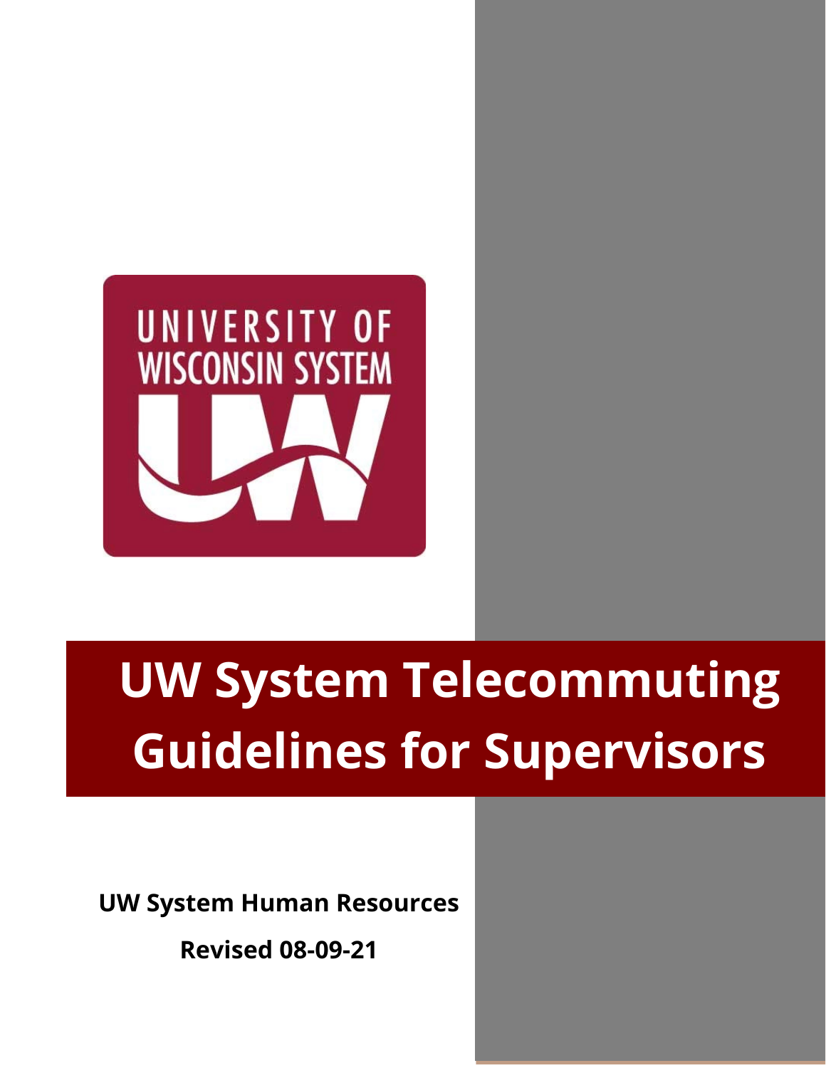# UW System Telecommuting Guidelines for Supervisors

**UW System Human Resources**

**Revised 08-09-21**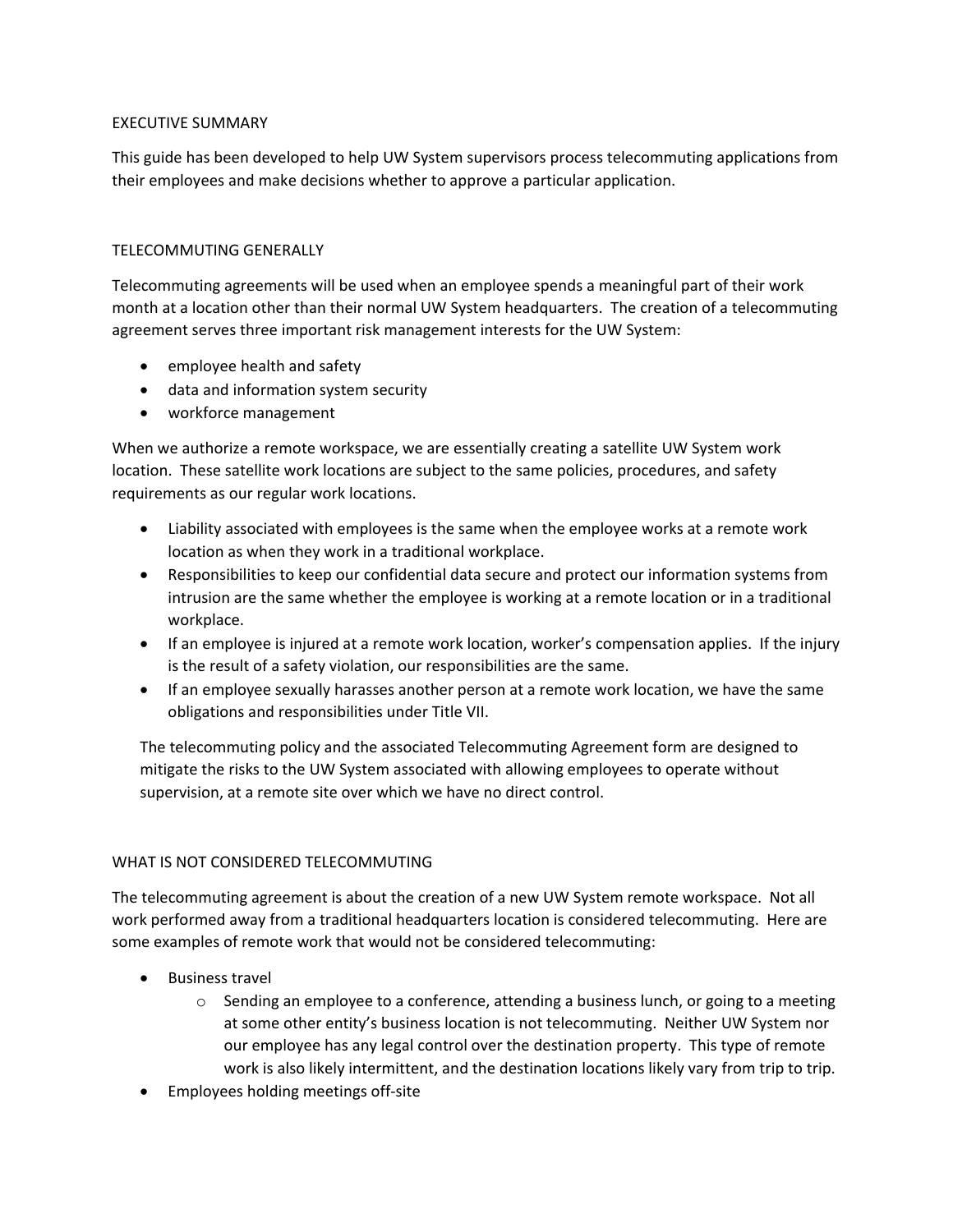## EXECUTIVE SUMMARY

This guide has been developed to help UW System supervisors process telecommuting applications from their employees and make decisions whether to approve a particular application.

## TELECOMMUTING GENERALLY

Telecommuting agreements will be used when an employee spends a meaningful part of their work month at a location other than their normal UW System headquarters. The creation of a telecommuting agreement serves three important risk management interests for the UW System:

- employee health and safety
- data and information system security
- workforce management

When we authorize a remote workspace, we are essentially creating a satellite UW System work location. These satellite work locations are subject to the same policies, procedures, and safety requirements as our regular work locations.

- Liability associated with employees is the same when the employee works at a remote work location as when they work in a traditional workplace.
- Responsibilities to keep our confidential data secure and protect our information systems from intrusion are the same whether the employee is working at a remote location or in a traditional workplace.
- If an employee is injured at a remote work location, worker's compensation applies. If the injury is the result of a safety violation, our responsibilities are the same.
- If an employee sexually harasses another person at a remote work location, we have the same obligations and responsibilities under Title VII.

The telecommuting policy and the associated Telecommuting Agreement form are designed to mitigate the risks to the UW System associated with allowing employees to operate without supervision, at a remote site over which we have no direct control.

## WHAT IS NOT CONSIDERED TELECOMMUTING

The telecommuting agreement is about the creation of a new UW System remote workspace. Not all work performed away from a traditional headquarters location is considered telecommuting. Here are some examples of remote work that would not be considered telecommuting:

- Business travel
  - Sending an employee to a conference, attending a business lunch, or going to a meeting at some other entity's business location is not telecommuting. Neither UW System nor our employee has any legal control over the destination property. This type of remote work is also likely intermittent, and the destination locations likely vary from trip to trip.
- Employees holding meetings off-site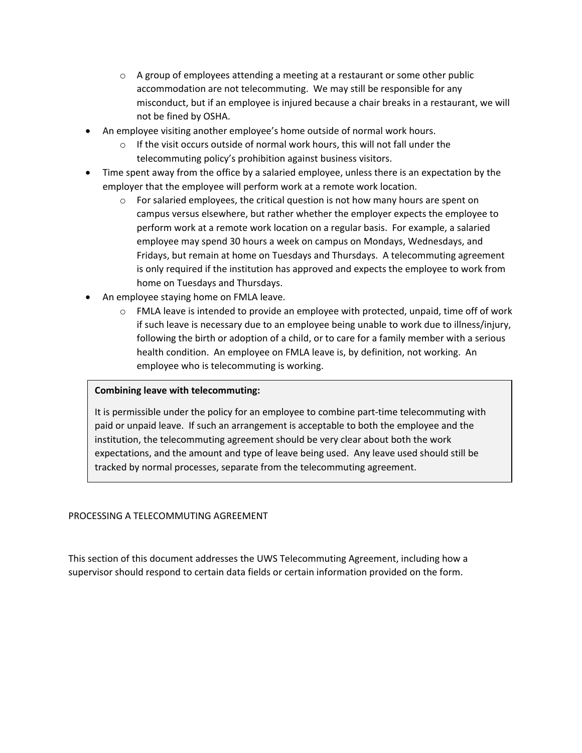- A group of employees attending a meeting at a restaurant or some other public accommodation are not telecommuting. We may still be responsible for any misconduct, but if an employee is injured because a chair breaks in a restaurant, we will not be fined by OSHA.
- An employee visiting another employee's home outside of normal work hours.
    - If the visit occurs outside of normal work hours, this will not fall under the telecommuting policy's prohibition against business visitors.
- Time spent away from the office by a salaried employee, unless there is an expectation by the employer that the employee will perform work at a remote work location.
    - For salaried employees, the critical question is not how many hours are spent on campus versus elsewhere, but rather whether the employer expects the employee to perform work at a remote work location on a regular basis. For example, a salaried employee may spend 30 hours a week on campus on Mondays, Wednesdays, and Fridays, but remain at home on Tuesdays and Thursdays. A telecommuting agreement is only required if the institution has approved and expects the employee to work from home on Tuesdays and Thursdays.
- An employee staying home on FMLA leave.
    - FMLA leave is intended to provide an employee with protected, unpaid, time off of work if such leave is necessary due to an employee being unable to work due to illness/injury, following the birth or adoption of a child, or to care for a family member with a serious health condition. An employee on FMLA leave is, by definition, not working. An employee who is telecommuting is working.

> **Combining leave with telecommuting:**
>
> It is permissible under the policy for an employee to combine part-time telecommuting with paid or unpaid leave. If such an arrangement is acceptable to both the employee and the institution, the telecommuting agreement should be very clear about both the work expectations, and the amount and type of leave being used. Any leave used should still be tracked by normal processes, separate from the telecommuting agreement.

## PROCESSING A TELECOMMUTING AGREEMENT

This section of this document addresses the UWS Telecommuting Agreement, including how a supervisor should respond to certain data fields or certain information provided on the form.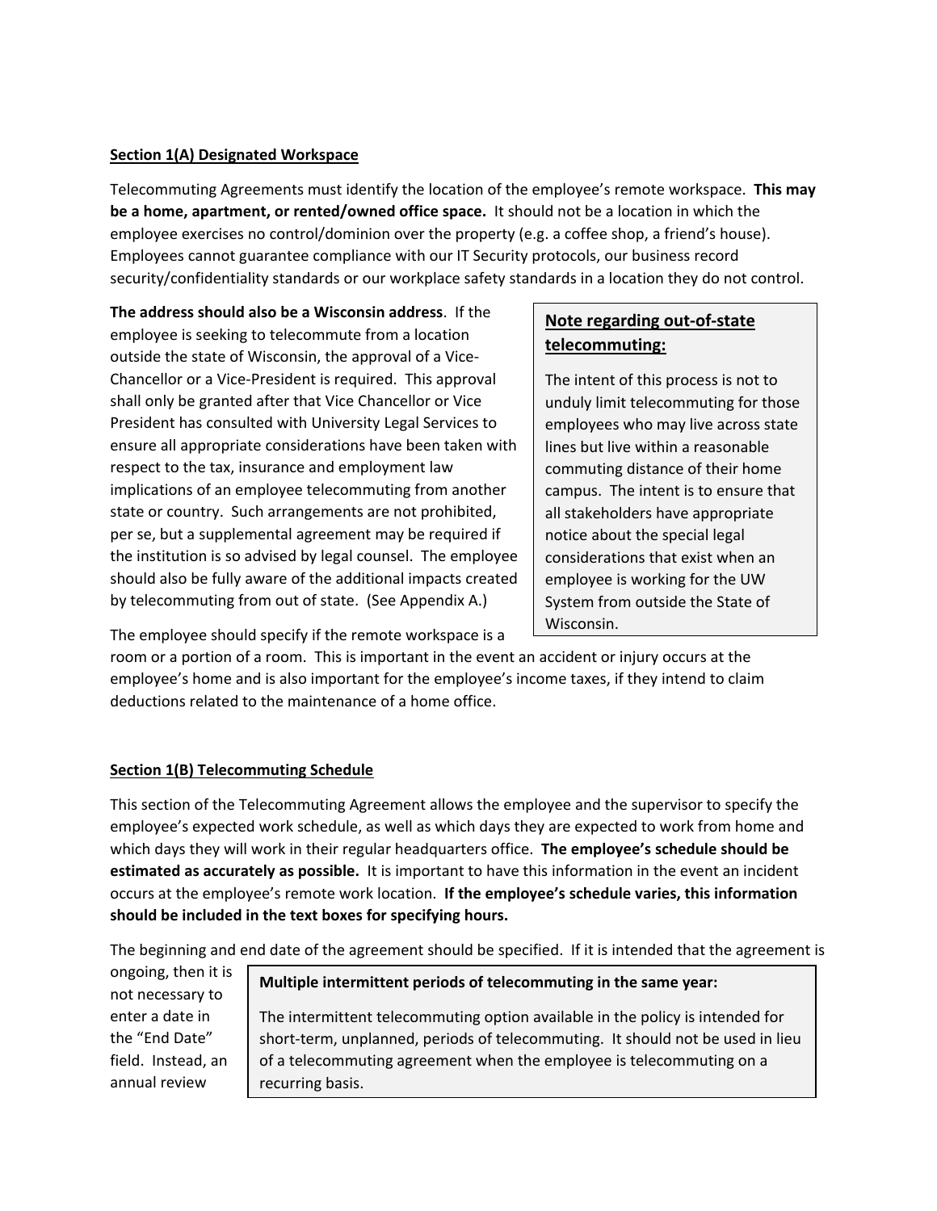**Section 1(A) Designated Workspace**

Telecommuting Agreements must identify the location of the employee's remote workspace. **This may be a home, apartment, or rented/owned office space.** It should not be a location in which the employee exercises no control/dominion over the property (e.g. a coffee shop, a friend's house). Employees cannot guarantee compliance with our IT Security protocols, our business record security/confidentiality standards or our workplace safety standards in a location they do not control.

**The address should also be a Wisconsin address**. If the employee is seeking to telecommute from a location outside the state of Wisconsin, the approval of a Vice-Chancellor or a Vice-President is required. This approval shall only be granted after that Vice Chancellor or Vice President has consulted with University Legal Services to ensure all appropriate considerations have been taken with respect to the tax, insurance and employment law implications of an employee telecommuting from another state or country. Such arrangements are not prohibited, per se, but a supplemental agreement may be required if the institution is so advised by legal counsel. The employee should also be fully aware of the additional impacts created by telecommuting from out of state. (See Appendix A.)

> **Note regarding out-of-state telecommuting:**
>
> The intent of this process is not to unduly limit telecommuting for those employees who may live across state lines but live within a reasonable commuting distance of their home campus. The intent is to ensure that all stakeholders have appropriate notice about the special legal considerations that exist when an employee is working for the UW System from outside the State of Wisconsin.

The employee should specify if the remote workspace is a room or a portion of a room. This is important in the event an accident or injury occurs at the employee's home and is also important for the employee's income taxes, if they intend to claim deductions related to the maintenance of a home office.

**Section 1(B) Telecommuting Schedule**

This section of the Telecommuting Agreement allows the employee and the supervisor to specify the employee's expected work schedule, as well as which days they are expected to work from home and which days they will work in their regular headquarters office. **The employee's schedule should be estimated as accurately as possible.** It is important to have this information in the event an incident occurs at the employee's remote work location. **If the employee's schedule varies, this information should be included in the text boxes for specifying hours.**

The beginning and end date of the agreement should be specified. If it is intended that the agreement is ongoing, then it is not necessary to enter a date in the "End Date" field. Instead, an annual review

> **Multiple intermittent periods of telecommuting in the same year:**
>
> The intermittent telecommuting option available in the policy is intended for short-term, unplanned, periods of telecommuting. It should not be used in lieu of a telecommuting agreement when the employee is telecommuting on a recurring basis.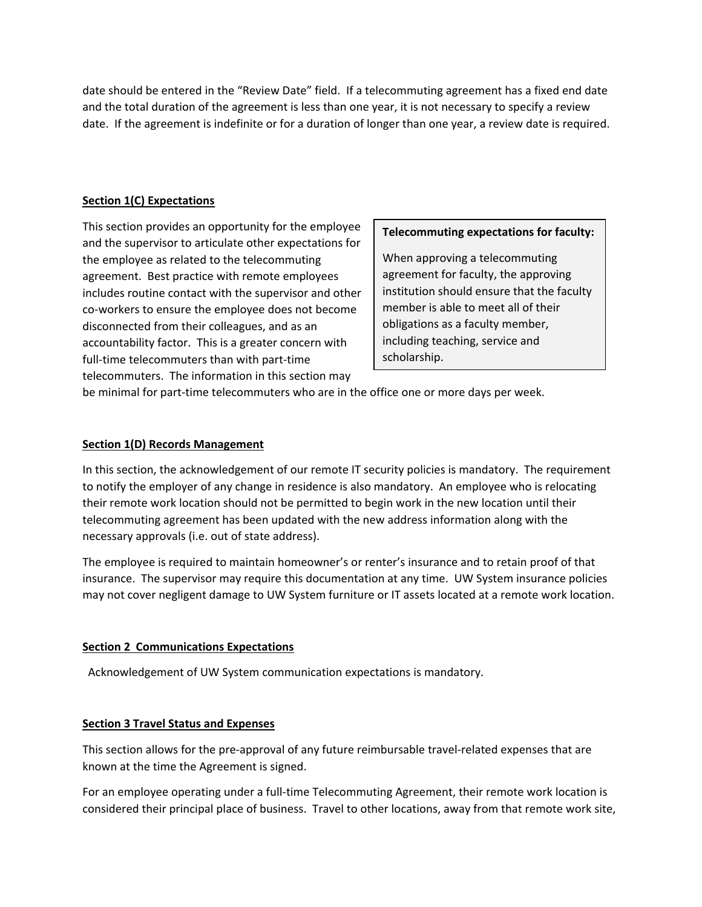date should be entered in the "Review Date" field. If a telecommuting agreement has a fixed end date and the total duration of the agreement is less than one year, it is not necessary to specify a review date. If the agreement is indefinite or for a duration of longer than one year, a review date is required.

**Section 1(C) Expectations**

This section provides an opportunity for the employee and the supervisor to articulate other expectations for the employee as related to the telecommuting agreement. Best practice with remote employees includes routine contact with the supervisor and other co-workers to ensure the employee does not become disconnected from their colleagues, and as an accountability factor. This is a greater concern with full-time telecommuters than with part-time telecommuters. The information in this section may be minimal for part-time telecommuters who are in the office one or more days per week.

> **Telecommuting expectations for faculty:**
>
> When approving a telecommuting agreement for faculty, the approving institution should ensure that the faculty member is able to meet all of their obligations as a faculty member, including teaching, service and scholarship.

**Section 1(D) Records Management**

In this section, the acknowledgement of our remote IT security policies is mandatory. The requirement to notify the employer of any change in residence is also mandatory. An employee who is relocating their remote work location should not be permitted to begin work in the new location until their telecommuting agreement has been updated with the new address information along with the necessary approvals (i.e. out of state address).

The employee is required to maintain homeowner's or renter's insurance and to retain proof of that insurance. The supervisor may require this documentation at any time. UW System insurance policies may not cover negligent damage to UW System furniture or IT assets located at a remote work location.

**Section 2 Communications Expectations**

Acknowledgement of UW System communication expectations is mandatory.

**Section 3 Travel Status and Expenses**

This section allows for the pre-approval of any future reimbursable travel-related expenses that are known at the time the Agreement is signed.

For an employee operating under a full-time Telecommuting Agreement, their remote work location is considered their principal place of business. Travel to other locations, away from that remote work site,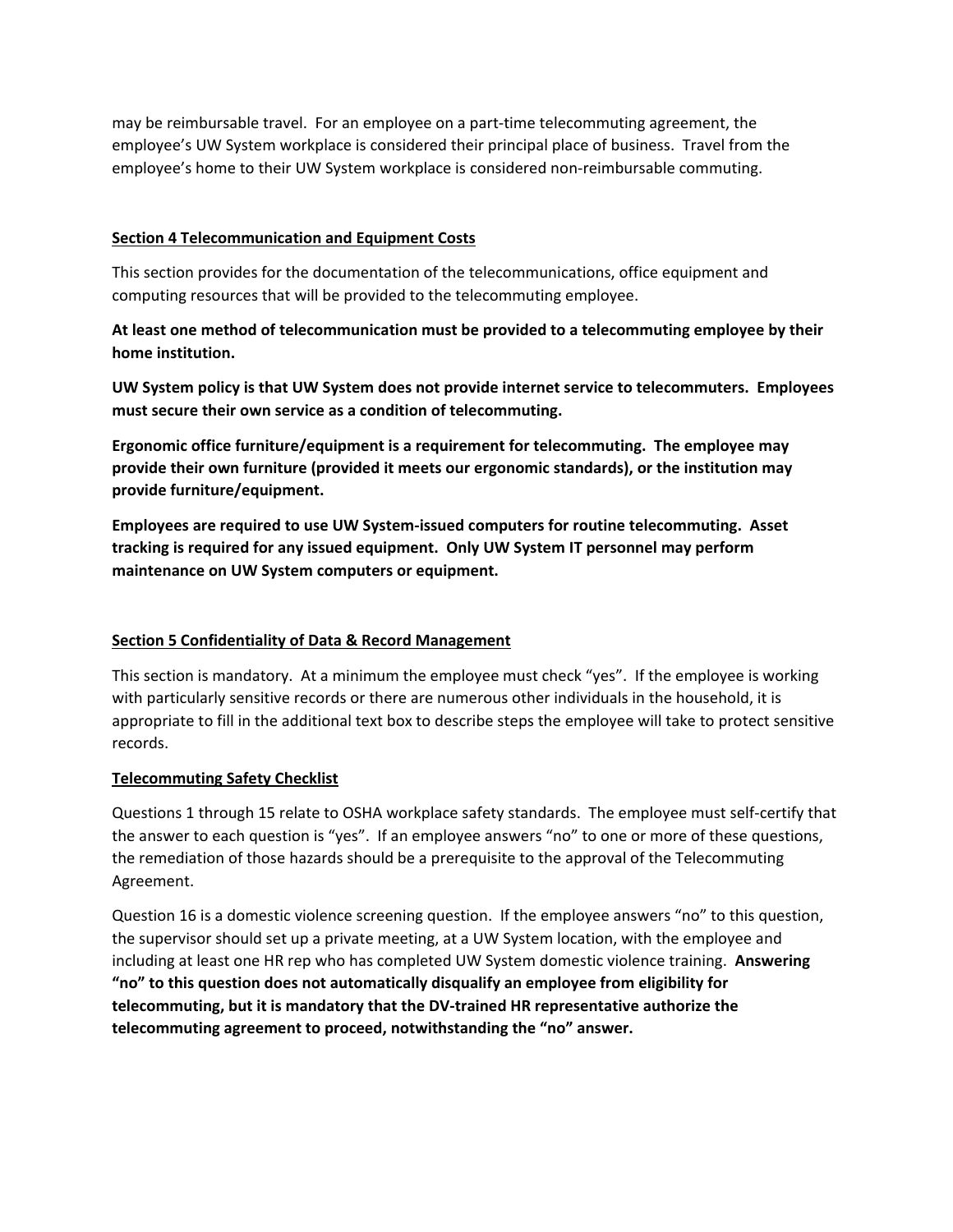may be reimbursable travel. For an employee on a part-time telecommuting agreement, the employee's UW System workplace is considered their principal place of business. Travel from the employee's home to their UW System workplace is considered non-reimbursable commuting.

## Section 4 Telecommunication and Equipment Costs

This section provides for the documentation of the telecommunications, office equipment and computing resources that will be provided to the telecommuting employee.

**At least one method of telecommunication must be provided to a telecommuting employee by their home institution.**

**UW System policy is that UW System does not provide internet service to telecommuters. Employees must secure their own service as a condition of telecommuting.**

**Ergonomic office furniture/equipment is a requirement for telecommuting. The employee may provide their own furniture (provided it meets our ergonomic standards), or the institution may provide furniture/equipment.**

**Employees are required to use UW System-issued computers for routine telecommuting. Asset tracking is required for any issued equipment. Only UW System IT personnel may perform maintenance on UW System computers or equipment.**

## Section 5 Confidentiality of Data & Record Management

This section is mandatory. At a minimum the employee must check "yes". If the employee is working with particularly sensitive records or there are numerous other individuals in the household, it is appropriate to fill in the additional text box to describe steps the employee will take to protect sensitive records.

## Telecommuting Safety Checklist

Questions 1 through 15 relate to OSHA workplace safety standards. The employee must self-certify that the answer to each question is "yes". If an employee answers "no" to one or more of these questions, the remediation of those hazards should be a prerequisite to the approval of the Telecommuting Agreement.

Question 16 is a domestic violence screening question. If the employee answers "no" to this question, the supervisor should set up a private meeting, at a UW System location, with the employee and including at least one HR rep who has completed UW System domestic violence training. **Answering "no" to this question does not automatically disqualify an employee from eligibility for telecommuting, but it is mandatory that the DV-trained HR representative authorize the telecommuting agreement to proceed, notwithstanding the "no" answer.**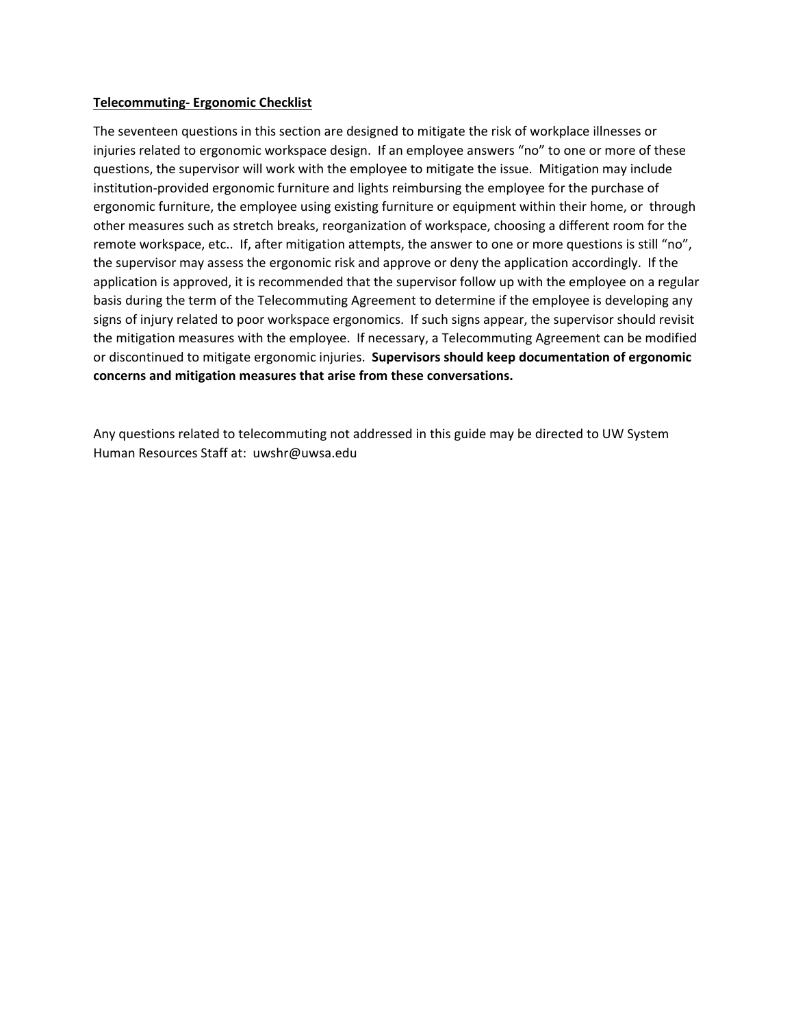**Telecommuting- Ergonomic Checklist**

The seventeen questions in this section are designed to mitigate the risk of workplace illnesses or injuries related to ergonomic workspace design. If an employee answers "no" to one or more of these questions, the supervisor will work with the employee to mitigate the issue. Mitigation may include institution-provided ergonomic furniture and lights reimbursing the employee for the purchase of ergonomic furniture, the employee using existing furniture or equipment within their home, or through other measures such as stretch breaks, reorganization of workspace, choosing a different room for the remote workspace, etc.. If, after mitigation attempts, the answer to one or more questions is still "no", the supervisor may assess the ergonomic risk and approve or deny the application accordingly. If the application is approved, it is recommended that the supervisor follow up with the employee on a regular basis during the term of the Telecommuting Agreement to determine if the employee is developing any signs of injury related to poor workspace ergonomics. If such signs appear, the supervisor should revisit the mitigation measures with the employee. If necessary, a Telecommuting Agreement can be modified or discontinued to mitigate ergonomic injuries. **Supervisors should keep documentation of ergonomic concerns and mitigation measures that arise from these conversations.**

Any questions related to telecommuting not addressed in this guide may be directed to UW System Human Resources Staff at: uwshr@uwsa.edu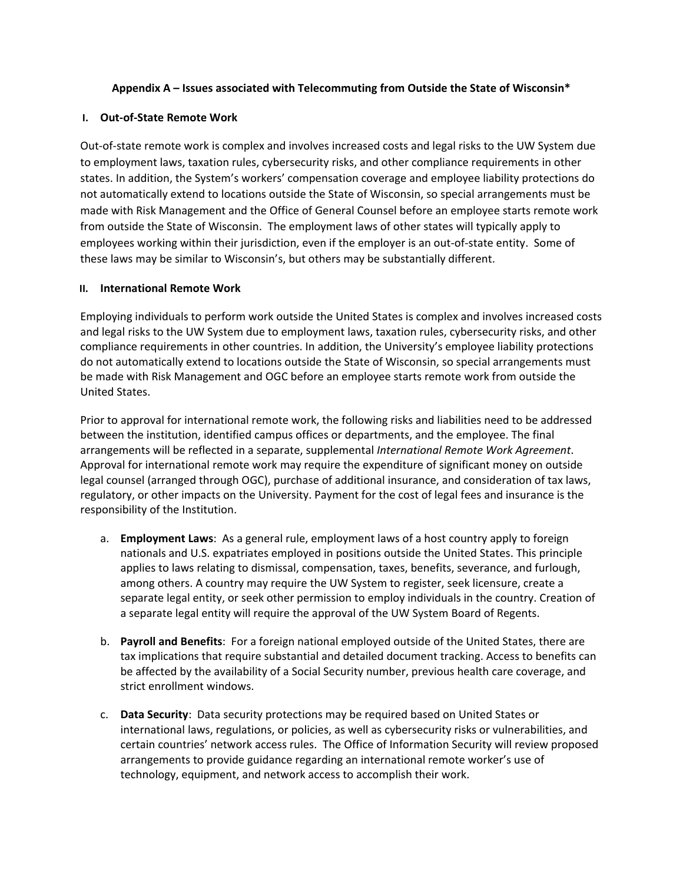**Appendix A – Issues associated with Telecommuting from Outside the State of Wisconsin***

## I. Out-of-State Remote Work

Out-of-state remote work is complex and involves increased costs and legal risks to the UW System due to employment laws, taxation rules, cybersecurity risks, and other compliance requirements in other states. In addition, the System's workers' compensation coverage and employee liability protections do not automatically extend to locations outside the State of Wisconsin, so special arrangements must be made with Risk Management and the Office of General Counsel before an employee starts remote work from outside the State of Wisconsin. The employment laws of other states will typically apply to employees working within their jurisdiction, even if the employer is an out-of-state entity. Some of these laws may be similar to Wisconsin's, but others may be substantially different.

## II. International Remote Work

Employing individuals to perform work outside the United States is complex and involves increased costs and legal risks to the UW System due to employment laws, taxation rules, cybersecurity risks, and other compliance requirements in other countries. In addition, the University's employee liability protections do not automatically extend to locations outside the State of Wisconsin, so special arrangements must be made with Risk Management and OGC before an employee starts remote work from outside the United States.

Prior to approval for international remote work, the following risks and liabilities need to be addressed between the institution, identified campus offices or departments, and the employee. The final arrangements will be reflected in a separate, supplemental *International Remote Work Agreement*. Approval for international remote work may require the expenditure of significant money on outside legal counsel (arranged through OGC), purchase of additional insurance, and consideration of tax laws, regulatory, or other impacts on the University. Payment for the cost of legal fees and insurance is the responsibility of the Institution.

a. **Employment Laws**: As a general rule, employment laws of a host country apply to foreign nationals and U.S. expatriates employed in positions outside the United States. This principle applies to laws relating to dismissal, compensation, taxes, benefits, severance, and furlough, among others. A country may require the UW System to register, seek licensure, create a separate legal entity, or seek other permission to employ individuals in the country. Creation of a separate legal entity will require the approval of the UW System Board of Regents.

b. **Payroll and Benefits**: For a foreign national employed outside of the United States, there are tax implications that require substantial and detailed document tracking. Access to benefits can be affected by the availability of a Social Security number, previous health care coverage, and strict enrollment windows.

c. **Data Security**: Data security protections may be required based on United States or international laws, regulations, or policies, as well as cybersecurity risks or vulnerabilities, and certain countries' network access rules. The Office of Information Security will review proposed arrangements to provide guidance regarding an international remote worker's use of technology, equipment, and network access to accomplish their work.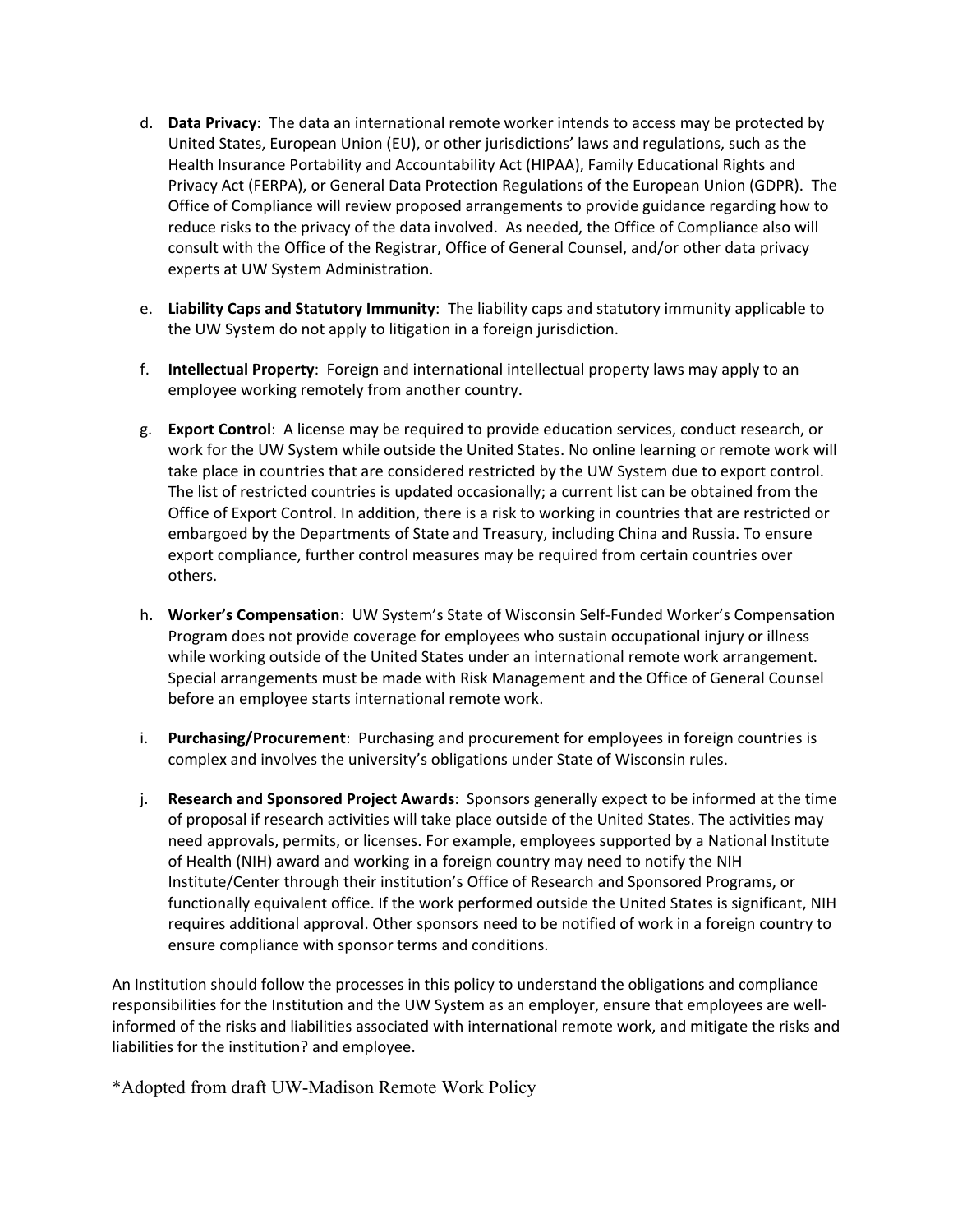d. **Data Privacy**: The data an international remote worker intends to access may be protected by United States, European Union (EU), or other jurisdictions' laws and regulations, such as the Health Insurance Portability and Accountability Act (HIPAA), Family Educational Rights and Privacy Act (FERPA), or General Data Protection Regulations of the European Union (GDPR). The Office of Compliance will review proposed arrangements to provide guidance regarding how to reduce risks to the privacy of the data involved. As needed, the Office of Compliance also will consult with the Office of the Registrar, Office of General Counsel, and/or other data privacy experts at UW System Administration.

e. **Liability Caps and Statutory Immunity**: The liability caps and statutory immunity applicable to the UW System do not apply to litigation in a foreign jurisdiction.

f. **Intellectual Property**: Foreign and international intellectual property laws may apply to an employee working remotely from another country.

g. **Export Control**: A license may be required to provide education services, conduct research, or work for the UW System while outside the United States. No online learning or remote work will take place in countries that are considered restricted by the UW System due to export control. The list of restricted countries is updated occasionally; a current list can be obtained from the Office of Export Control. In addition, there is a risk to working in countries that are restricted or embargoed by the Departments of State and Treasury, including China and Russia. To ensure export compliance, further control measures may be required from certain countries over others.

h. **Worker's Compensation**: UW System's State of Wisconsin Self-Funded Worker's Compensation Program does not provide coverage for employees who sustain occupational injury or illness while working outside of the United States under an international remote work arrangement. Special arrangements must be made with Risk Management and the Office of General Counsel before an employee starts international remote work.

i. **Purchasing/Procurement**: Purchasing and procurement for employees in foreign countries is complex and involves the university's obligations under State of Wisconsin rules.

j. **Research and Sponsored Project Awards**: Sponsors generally expect to be informed at the time of proposal if research activities will take place outside of the United States. The activities may need approvals, permits, or licenses. For example, employees supported by a National Institute of Health (NIH) award and working in a foreign country may need to notify the NIH Institute/Center through their institution's Office of Research and Sponsored Programs, or functionally equivalent office. If the work performed outside the United States is significant, NIH requires additional approval. Other sponsors need to be notified of work in a foreign country to ensure compliance with sponsor terms and conditions.

An Institution should follow the processes in this policy to understand the obligations and compliance responsibilities for the Institution and the UW System as an employer, ensure that employees are well-informed of the risks and liabilities associated with international remote work, and mitigate the risks and liabilities for the institution? and employee.

*Adopted from draft UW-Madison Remote Work Policy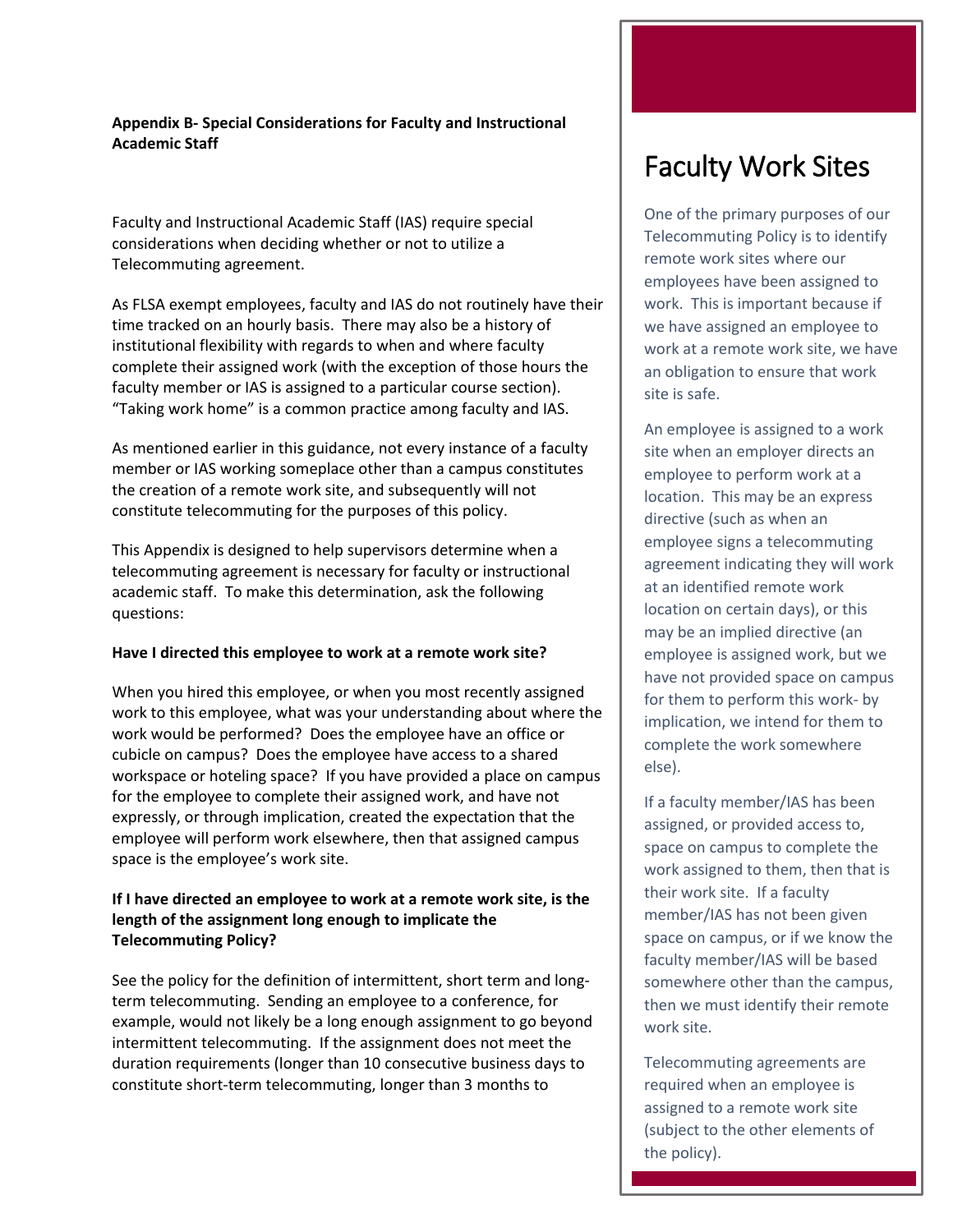**Appendix B- Special Considerations for Faculty and Instructional Academic Staff**

Faculty and Instructional Academic Staff (IAS) require special considerations when deciding whether or not to utilize a Telecommuting agreement.

As FLSA exempt employees, faculty and IAS do not routinely have their time tracked on an hourly basis. There may also be a history of institutional flexibility with regards to when and where faculty complete their assigned work (with the exception of those hours the faculty member or IAS is assigned to a particular course section). "Taking work home" is a common practice among faculty and IAS.

As mentioned earlier in this guidance, not every instance of a faculty member or IAS working someplace other than a campus constitutes the creation of a remote work site, and subsequently will not constitute telecommuting for the purposes of this policy.

This Appendix is designed to help supervisors determine when a telecommuting agreement is necessary for faculty or instructional academic staff. To make this determination, ask the following questions:

**Have I directed this employee to work at a remote work site?**

When you hired this employee, or when you most recently assigned work to this employee, what was your understanding about where the work would be performed? Does the employee have an office or cubicle on campus? Does the employee have access to a shared workspace or hoteling space? If you have provided a place on campus for the employee to complete their assigned work, and have not expressly, or through implication, created the expectation that the employee will perform work elsewhere, then that assigned campus space is the employee's work site.

**If I have directed an employee to work at a remote work site, is the length of the assignment long enough to implicate the Telecommuting Policy?**

See the policy for the definition of intermittent, short term and long-term telecommuting. Sending an employee to a conference, for example, would not likely be a long enough assignment to go beyond intermittent telecommuting. If the assignment does not meet the duration requirements (longer than 10 consecutive business days to constitute short-term telecommuting, longer than 3 months to

## Faculty Work Sites

One of the primary purposes of our Telecommuting Policy is to identify remote work sites where our employees have been assigned to work. This is important because if we have assigned an employee to work at a remote work site, we have an obligation to ensure that work site is safe.

An employee is assigned to a work site when an employer directs an employee to perform work at a location. This may be an express directive (such as when an employee signs a telecommuting agreement indicating they will work at an identified remote work location on certain days), or this may be an implied directive (an employee is assigned work, but we have not provided space on campus for them to perform this work- by implication, we intend for them to complete the work somewhere else).

If a faculty member/IAS has been assigned, or provided access to, space on campus to complete the work assigned to them, then that is their work site. If a faculty member/IAS has not been given space on campus, or if we know the faculty member/IAS will be based somewhere other than the campus, then we must identify their remote work site.

Telecommuting agreements are required when an employee is assigned to a remote work site (subject to the other elements of the policy).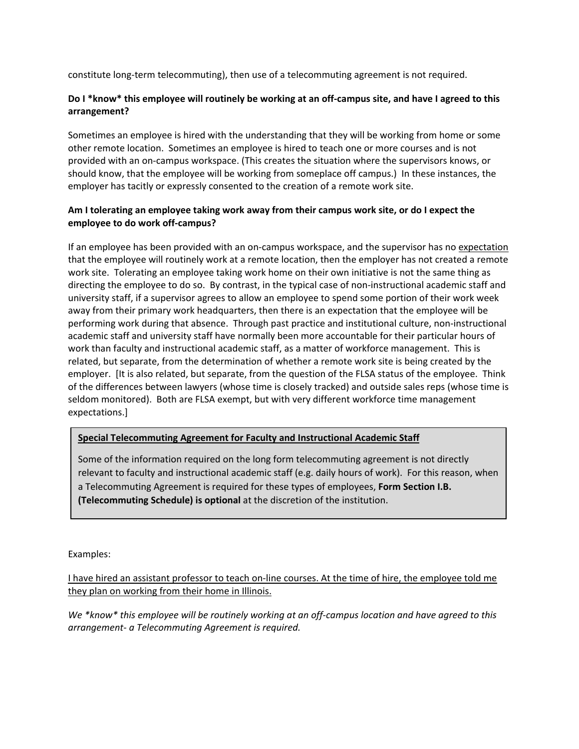constitute long-term telecommuting), then use of a telecommuting agreement is not required.

**Do I *know* this employee will routinely be working at an off-campus site, and have I agreed to this arrangement?**

Sometimes an employee is hired with the understanding that they will be working from home or some other remote location. Sometimes an employee is hired to teach one or more courses and is not provided with an on-campus workspace. (This creates the situation where the supervisors knows, or should know, that the employee will be working from someplace off campus.) In these instances, the employer has tacitly or expressly consented to the creation of a remote work site.

**Am I tolerating an employee taking work away from their campus work site, or do I expect the employee to do work off-campus?**

If an employee has been provided with an on-campus workspace, and the supervisor has no <u>expectation</u> that the employee will routinely work at a remote location, then the employer has not created a remote work site. Tolerating an employee taking work home on their own initiative is not the same thing as directing the employee to do so. By contrast, in the typical case of non-instructional academic staff and university staff, if a supervisor agrees to allow an employee to spend some portion of their work week away from their primary work headquarters, then there is an expectation that the employee will be performing work during that absence. Through past practice and institutional culture, non-instructional academic staff and university staff have normally been more accountable for their particular hours of work than faculty and instructional academic staff, as a matter of workforce management. This is related, but separate, from the determination of whether a remote work site is being created by the employer. [It is also related, but separate, from the question of the FLSA status of the employee. Think of the differences between lawyers (whose time is closely tracked) and outside sales reps (whose time is seldom monitored). Both are FLSA exempt, but with very different workforce time management expectations.]

> **<u>Special Telecommuting Agreement for Faculty and Instructional Academic Staff</u>**
>
> Some of the information required on the long form telecommuting agreement is not directly relevant to faculty and instructional academic staff (e.g. daily hours of work). For this reason, when a Telecommuting Agreement is required for these types of employees, **Form Section I.B. (Telecommuting Schedule) is optional** at the discretion of the institution.

Examples:

<u>I have hired an assistant professor to teach on-line courses. At the time of hire, the employee told me they plan on working from their home in Illinois.</u>

*We *know* this employee will be routinely working at an off-campus location and have agreed to this arrangement- a Telecommuting Agreement is required.*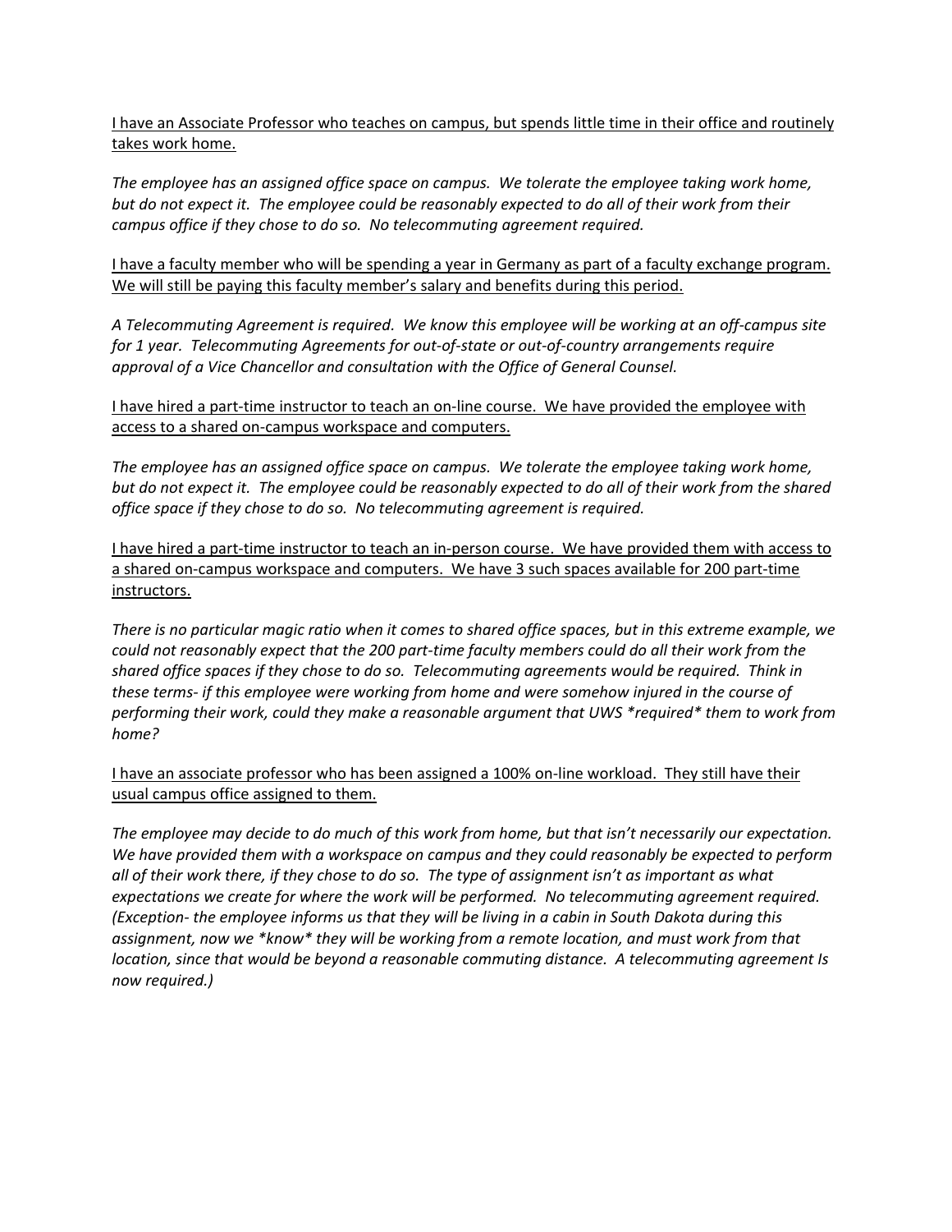<u>I have an Associate Professor who teaches on campus, but spends little time in their office and routinely takes work home.</u>

*The employee has an assigned office space on campus. We tolerate the employee taking work home, but do not expect it. The employee could be reasonably expected to do all of their work from their campus office if they chose to do so. No telecommuting agreement required.*

<u>I have a faculty member who will be spending a year in Germany as part of a faculty exchange program. We will still be paying this faculty member's salary and benefits during this period.</u>

*A Telecommuting Agreement is required. We know this employee will be working at an off-campus site for 1 year. Telecommuting Agreements for out-of-state or out-of-country arrangements require approval of a Vice Chancellor and consultation with the Office of General Counsel.*

<u>I have hired a part-time instructor to teach an on-line course. We have provided the employee with access to a shared on-campus workspace and computers.</u>

*The employee has an assigned office space on campus. We tolerate the employee taking work home, but do not expect it. The employee could be reasonably expected to do all of their work from the shared office space if they chose to do so. No telecommuting agreement is required.*

<u>I have hired a part-time instructor to teach an in-person course. We have provided them with access to a shared on-campus workspace and computers. We have 3 such spaces available for 200 part-time instructors.</u>

*There is no particular magic ratio when it comes to shared office spaces, but in this extreme example, we could not reasonably expect that the 200 part-time faculty members could do all their work from the shared office spaces if they chose to do so. Telecommuting agreements would be required. Think in these terms- if this employee were working from home and were somehow injured in the course of performing their work, could they make a reasonable argument that UWS \*required\* them to work from home?*

<u>I have an associate professor who has been assigned a 100% on-line workload. They still have their usual campus office assigned to them.</u>

*The employee may decide to do much of this work from home, but that isn't necessarily our expectation. We have provided them with a workspace on campus and they could reasonably be expected to perform all of their work there, if they chose to do so. The type of assignment isn't as important as what expectations we create for where the work will be performed. No telecommuting agreement required. (Exception- the employee informs us that they will be living in a cabin in South Dakota during this assignment, now we \*know\* they will be working from a remote location, and must work from that location, since that would be beyond a reasonable commuting distance. A telecommuting agreement Is now required.)*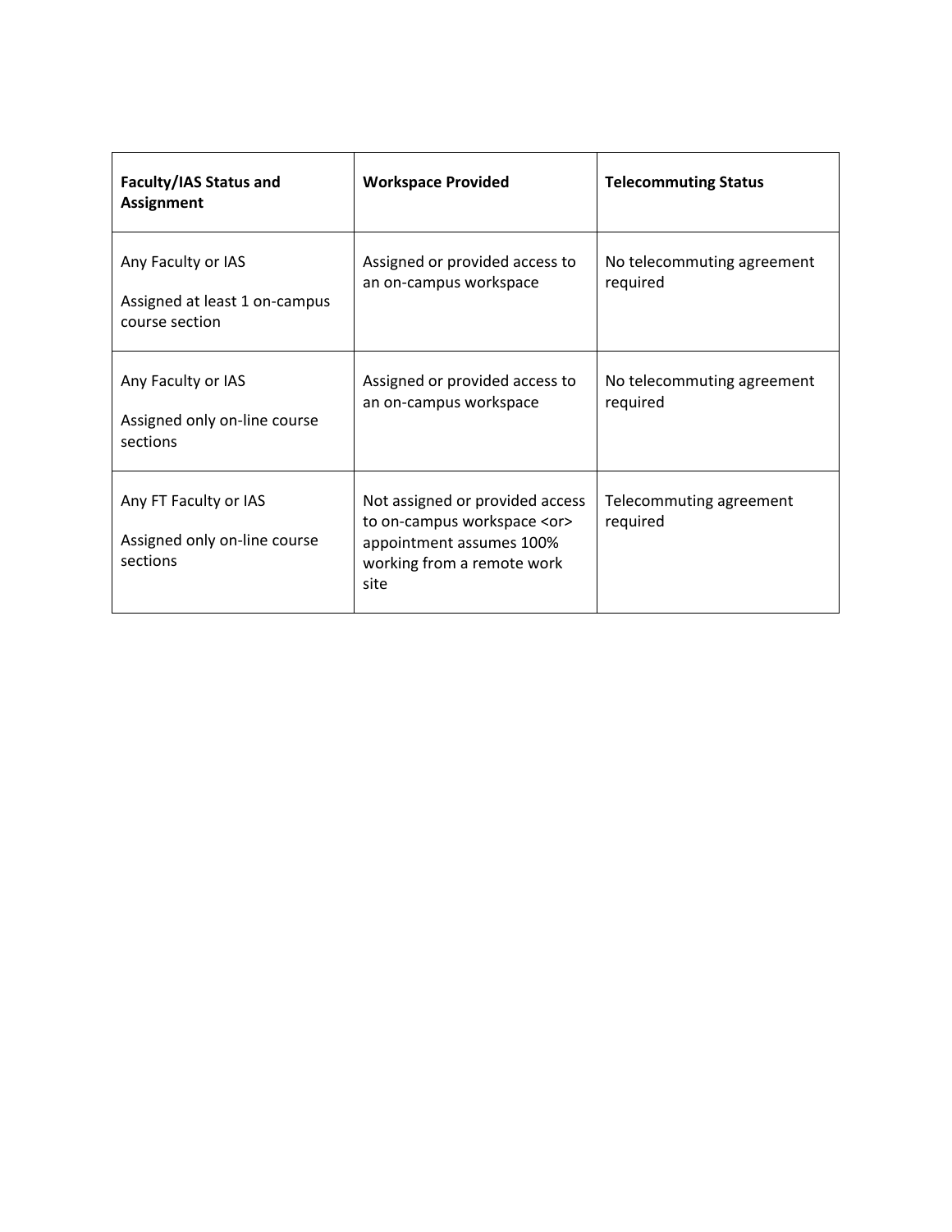| **Faculty/IAS Status and Assignment** | **Workspace Provided** | **Telecommuting Status** |
|---|---|---|
| Any Faculty or IAS<br><br>Assigned at least 1 on-campus course section | Assigned or provided access to an on-campus workspace | No telecommuting agreement required |
| Any Faculty or IAS<br><br>Assigned only on-line course sections | Assigned or provided access to an on-campus workspace | No telecommuting agreement required |
| Any FT Faculty or IAS<br><br>Assigned only on-line course sections | Not assigned or provided access to on-campus workspace <or> appointment assumes 100% working from a remote work site | Telecommuting agreement required |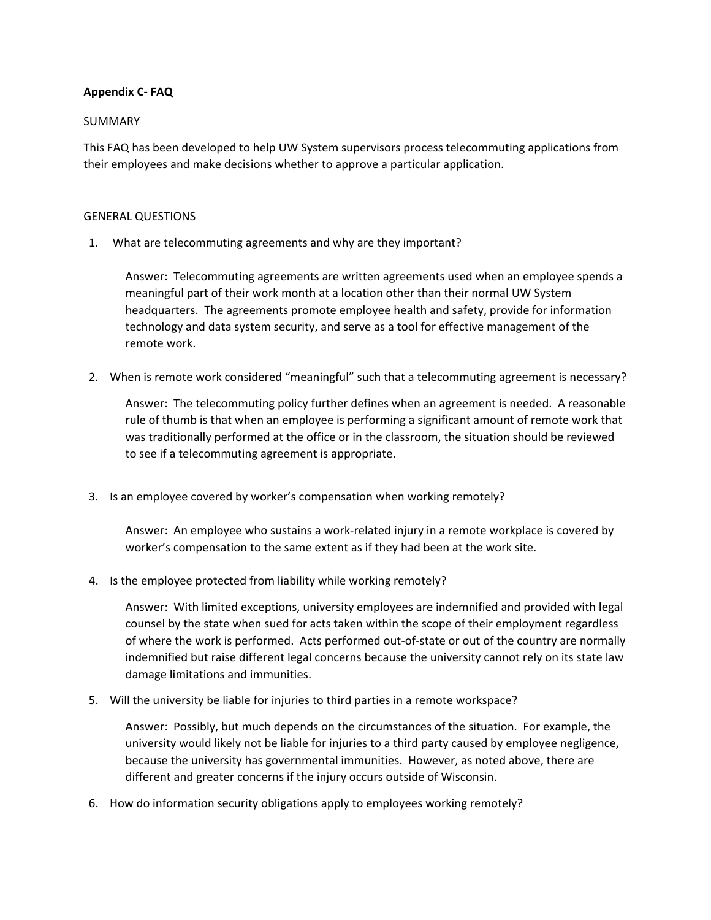**Appendix C- FAQ**

SUMMARY

This FAQ has been developed to help UW System supervisors process telecommuting applications from their employees and make decisions whether to approve a particular application.

GENERAL QUESTIONS

1. What are telecommuting agreements and why are they important?

   Answer: Telecommuting agreements are written agreements used when an employee spends a meaningful part of their work month at a location other than their normal UW System headquarters. The agreements promote employee health and safety, provide for information technology and data system security, and serve as a tool for effective management of the remote work.

2. When is remote work considered "meaningful" such that a telecommuting agreement is necessary?

   Answer: The telecommuting policy further defines when an agreement is needed. A reasonable rule of thumb is that when an employee is performing a significant amount of remote work that was traditionally performed at the office or in the classroom, the situation should be reviewed to see if a telecommuting agreement is appropriate.

3. Is an employee covered by worker's compensation when working remotely?

   Answer: An employee who sustains a work-related injury in a remote workplace is covered by worker's compensation to the same extent as if they had been at the work site.

4. Is the employee protected from liability while working remotely?

   Answer: With limited exceptions, university employees are indemnified and provided with legal counsel by the state when sued for acts taken within the scope of their employment regardless of where the work is performed. Acts performed out-of-state or out of the country are normally indemnified but raise different legal concerns because the university cannot rely on its state law damage limitations and immunities.

5. Will the university be liable for injuries to third parties in a remote workspace?

   Answer: Possibly, but much depends on the circumstances of the situation. For example, the university would likely not be liable for injuries to a third party caused by employee negligence, because the university has governmental immunities. However, as noted above, there are different and greater concerns if the injury occurs outside of Wisconsin.

6. How do information security obligations apply to employees working remotely?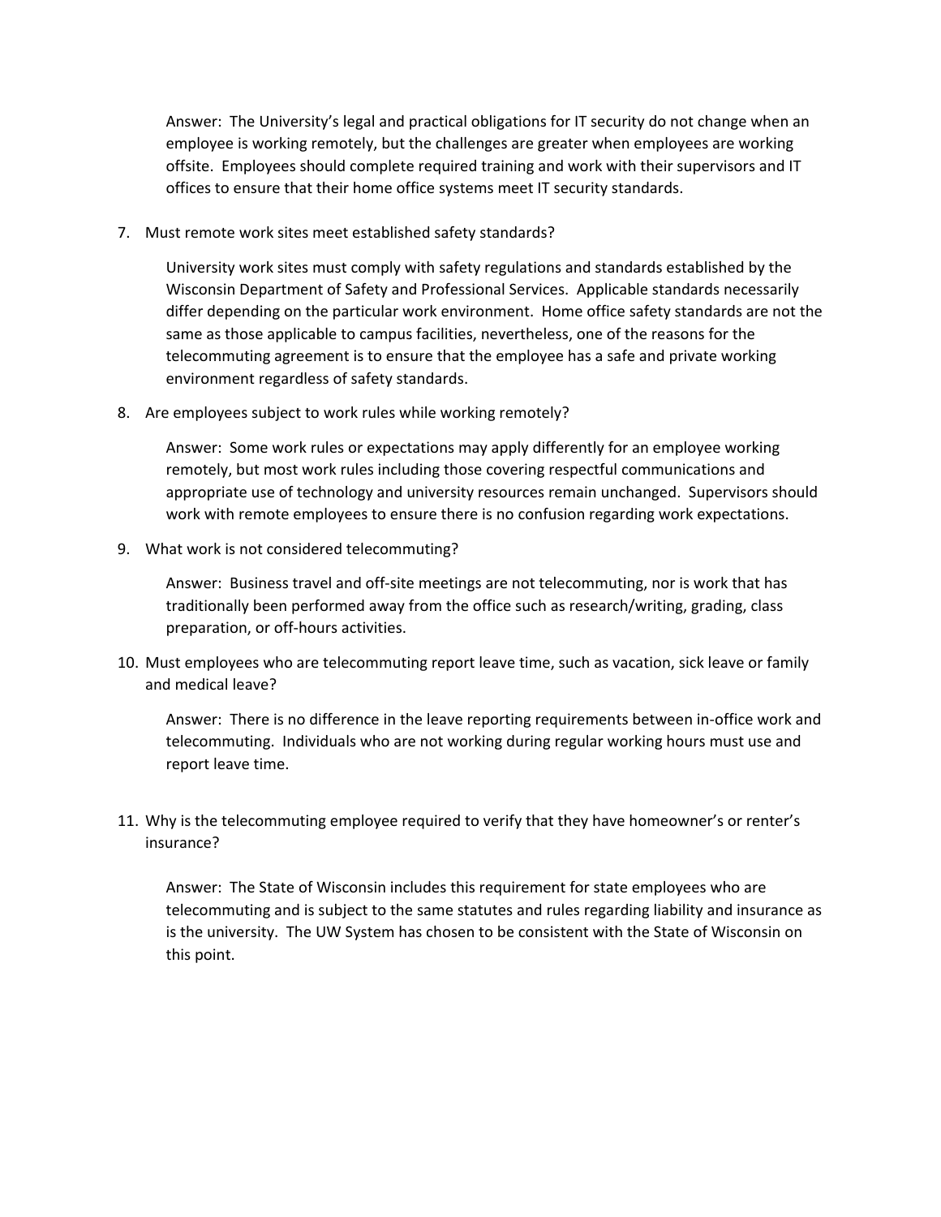Answer: The University's legal and practical obligations for IT security do not change when an employee is working remotely, but the challenges are greater when employees are working offsite. Employees should complete required training and work with their supervisors and IT offices to ensure that their home office systems meet IT security standards.

7. Must remote work sites meet established safety standards?

   University work sites must comply with safety regulations and standards established by the Wisconsin Department of Safety and Professional Services. Applicable standards necessarily differ depending on the particular work environment. Home office safety standards are not the same as those applicable to campus facilities, nevertheless, one of the reasons for the telecommuting agreement is to ensure that the employee has a safe and private working environment regardless of safety standards.

8. Are employees subject to work rules while working remotely?

   Answer: Some work rules or expectations may apply differently for an employee working remotely, but most work rules including those covering respectful communications and appropriate use of technology and university resources remain unchanged. Supervisors should work with remote employees to ensure there is no confusion regarding work expectations.

9. What work is not considered telecommuting?

   Answer: Business travel and off-site meetings are not telecommuting, nor is work that has traditionally been performed away from the office such as research/writing, grading, class preparation, or off-hours activities.

10. Must employees who are telecommuting report leave time, such as vacation, sick leave or family and medical leave?

    Answer: There is no difference in the leave reporting requirements between in-office work and telecommuting. Individuals who are not working during regular working hours must use and report leave time.

11. Why is the telecommuting employee required to verify that they have homeowner's or renter's insurance?

    Answer: The State of Wisconsin includes this requirement for state employees who are telecommuting and is subject to the same statutes and rules regarding liability and insurance as is the university. The UW System has chosen to be consistent with the State of Wisconsin on this point.